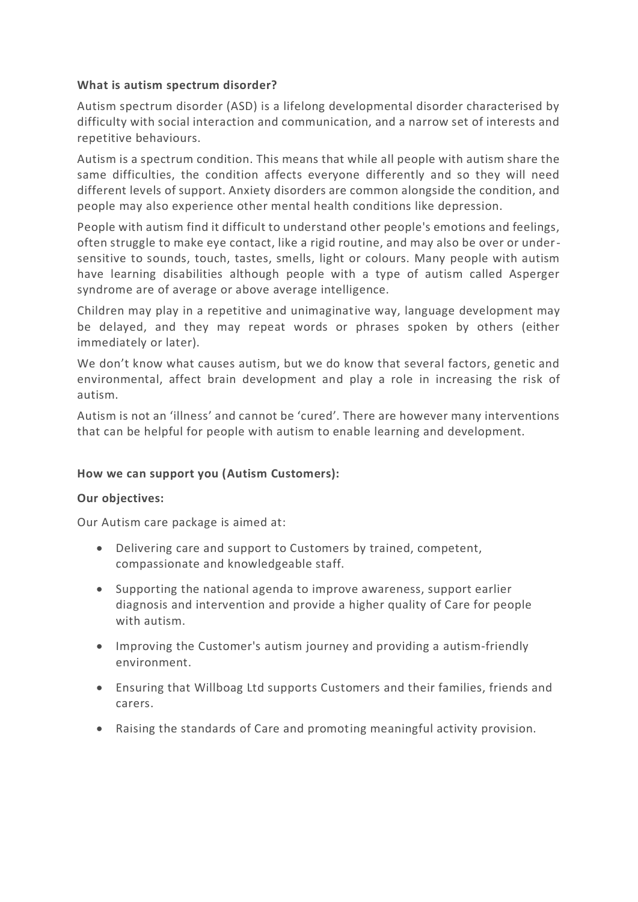**What is autism spectrum disorder?**

Autism spectrum disorder (ASD) is a lifelong developmental disorder characterised by difficulty with social interaction and communication, and a narrow set of interests and repetitive behaviours.

Autism is a spectrum condition. This means that while all people with autism share the same difficulties, the condition affects everyone differently and so they will need different levels of support. Anxiety disorders are common alongside the condition, and people may also experience other mental health conditions like depression.

People with autism find it difficult to understand other people's emotions and feelings, often struggle to make eye contact, like a rigid routine, and may also be over or under-sensitive to sounds, touch, tastes, smells, light or colours. Many people with autism have learning disabilities although people with a type of autism called Asperger syndrome are of average or above average intelligence.

Children may play in a repetitive and unimaginative way, language development may be delayed, and they may repeat words or phrases spoken by others (either immediately or later).

We don't know what causes autism, but we do know that several factors, genetic and environmental, affect brain development and play a role in increasing the risk of autism.

Autism is not an 'illness' and cannot be 'cured'. There are however many interventions that can be helpful for people with autism to enable learning and development.

**How we can support you (Autism Customers):**

**Our objectives:**

Our Autism care package is aimed at:

- Delivering care and support to Customers by trained, competent, compassionate and knowledgeable staff.
- Supporting the national agenda to improve awareness, support earlier diagnosis and intervention and provide a higher quality of Care for people with autism.
- Improving the Customer's autism journey and providing a autism-friendly environment.
- Ensuring that Willboag Ltd supports Customers and their families, friends and carers.
- Raising the standards of Care and promoting meaningful activity provision.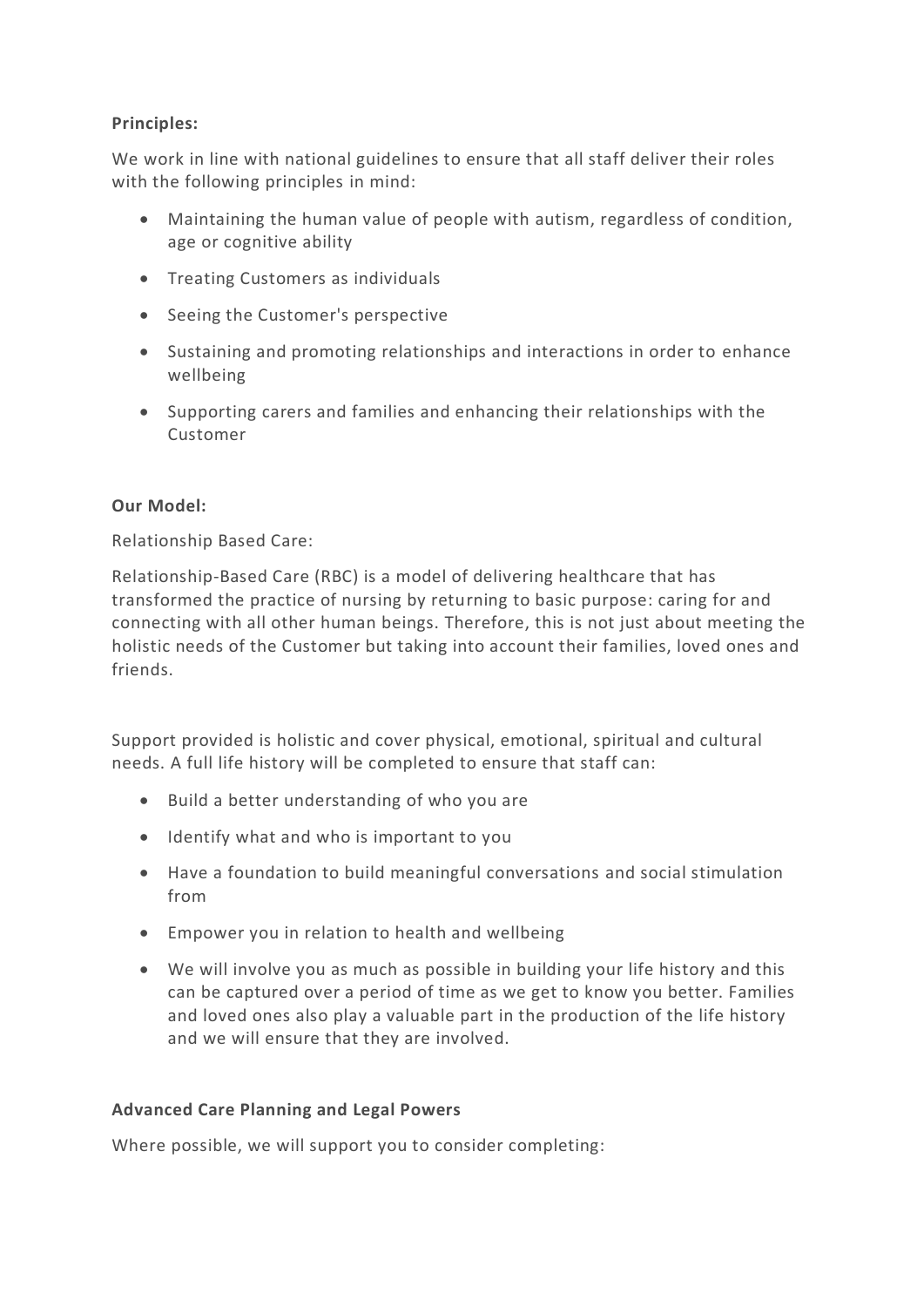**Principles:**

We work in line with national guidelines to ensure that all staff deliver their roles with the following principles in mind:

- Maintaining the human value of people with autism, regardless of condition, age or cognitive ability
- Treating Customers as individuals
- Seeing the Customer's perspective
- Sustaining and promoting relationships and interactions in order to enhance wellbeing
- Supporting carers and families and enhancing their relationships with the Customer

**Our Model:**

Relationship Based Care:

Relationship-Based Care (RBC) is a model of delivering healthcare that has transformed the practice of nursing by returning to basic purpose: caring for and connecting with all other human beings. Therefore, this is not just about meeting the holistic needs of the Customer but taking into account their families, loved ones and friends.

Support provided is holistic and cover physical, emotional, spiritual and cultural needs. A full life history will be completed to ensure that staff can:

- Build a better understanding of who you are
- Identify what and who is important to you
- Have a foundation to build meaningful conversations and social stimulation from
- Empower you in relation to health and wellbeing
- We will involve you as much as possible in building your life history and this can be captured over a period of time as we get to know you better. Families and loved ones also play a valuable part in the production of the life history and we will ensure that they are involved.

**Advanced Care Planning and Legal Powers**

Where possible, we will support you to consider completing: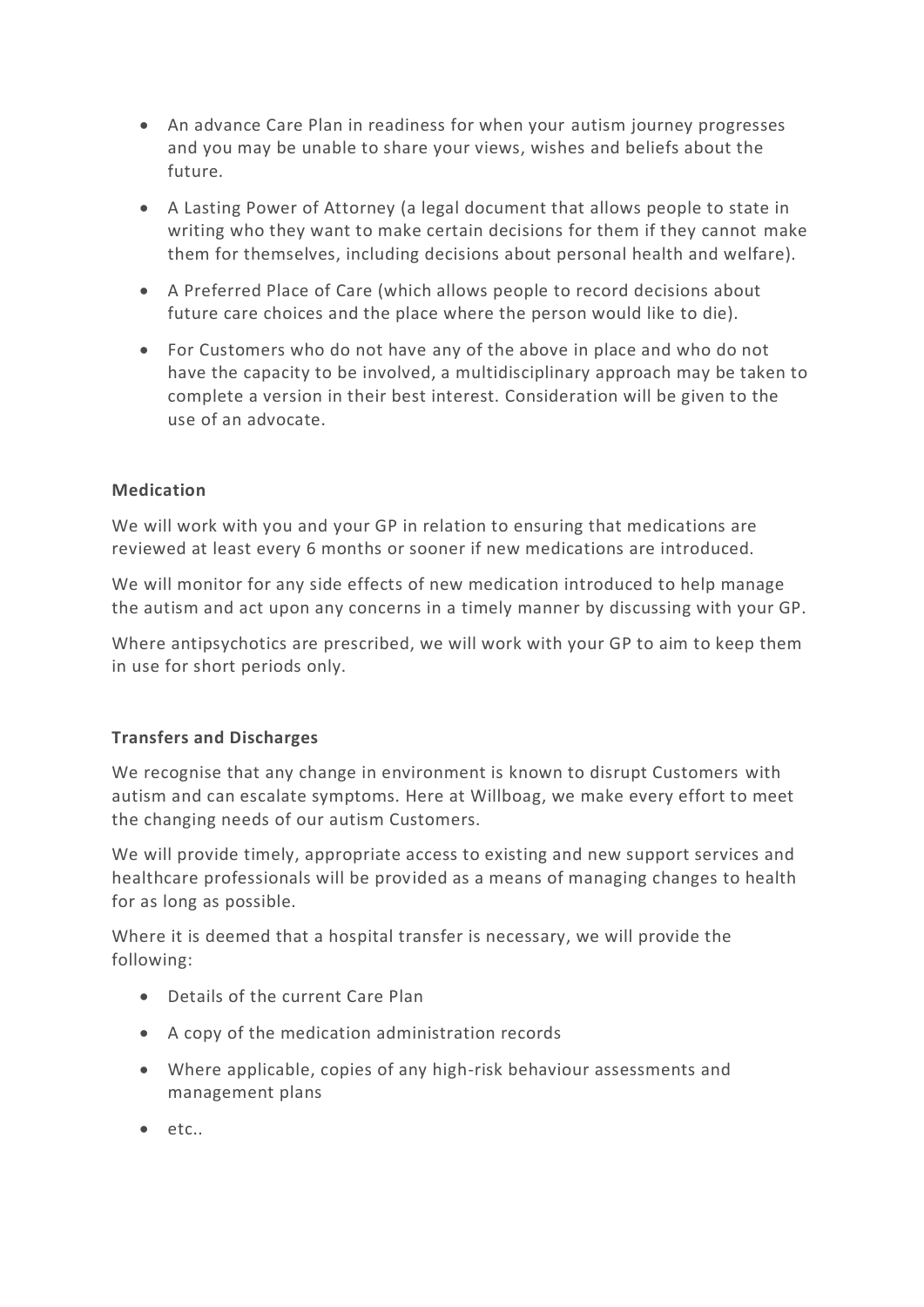- An advance Care Plan in readiness for when your autism journey progresses and you may be unable to share your views, wishes and beliefs about the future.
- A Lasting Power of Attorney (a legal document that allows people to state in writing who they want to make certain decisions for them if they cannot make them for themselves, including decisions about personal health and welfare).
- A Preferred Place of Care (which allows people to record decisions about future care choices and the place where the person would like to die).
- For Customers who do not have any of the above in place and who do not have the capacity to be involved, a multidisciplinary approach may be taken to complete a version in their best interest. Consideration will be given to the use of an advocate.

**Medication**

We will work with you and your GP in relation to ensuring that medications are reviewed at least every 6 months or sooner if new medications are introduced.

We will monitor for any side effects of new medication introduced to help manage the autism and act upon any concerns in a timely manner by discussing with your GP.

Where antipsychotics are prescribed, we will work with your GP to aim to keep them in use for short periods only.

**Transfers and Discharges**

We recognise that any change in environment is known to disrupt Customers with autism and can escalate symptoms. Here at Willboag, we make every effort to meet the changing needs of our autism Customers.

We will provide timely, appropriate access to existing and new support services and healthcare professionals will be provided as a means of managing changes to health for as long as possible.

Where it is deemed that a hospital transfer is necessary, we will provide the following:

- Details of the current Care Plan
- A copy of the medication administration records
- Where applicable, copies of any high-risk behaviour assessments and management plans
- etc..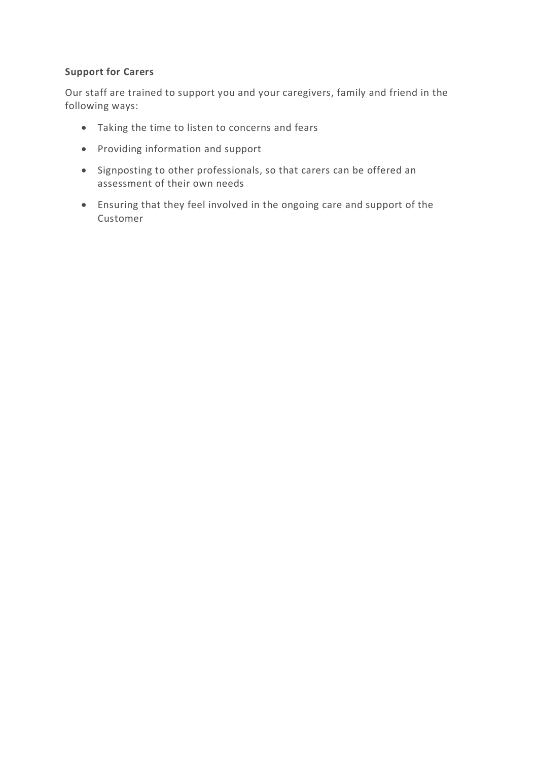**Support for Carers**

Our staff are trained to support you and your caregivers, family and friend in the following ways:

- Taking the time to listen to concerns and fears
- Providing information and support
- Signposting to other professionals, so that carers can be offered an assessment of their own needs
- Ensuring that they feel involved in the ongoing care and support of the Customer